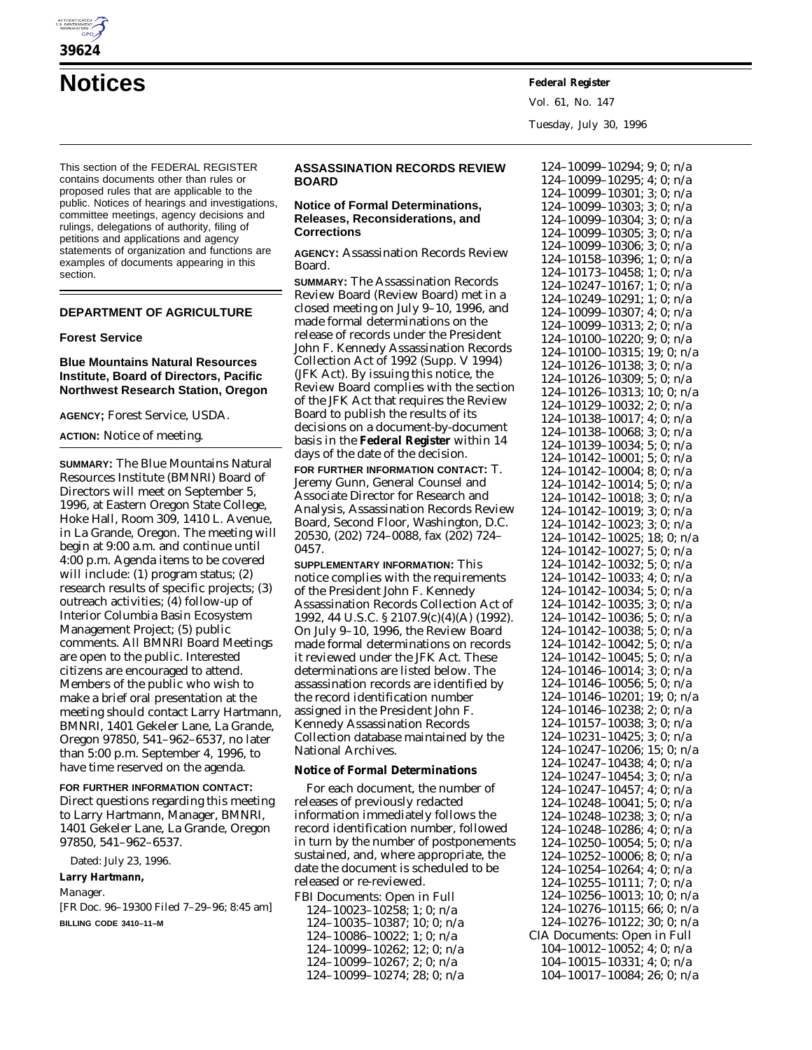# Notices

This section of the FEDERAL REGISTER contains documents other than rules or proposed rules that are applicable to the public. Notices of hearings and investigations, committee meetings, agency decisions and rulings, delegations of authority, filing of petitions and applications and agency statements of organization and functions are examples of documents appearing in this section.

## DEPARTMENT OF AGRICULTURE

### Forest Service

### Blue Mountains Natural Resources Institute, Board of Directors, Pacific Northwest Research Station, Oregon

**AGENCY;** Forest Service, USDA.

**ACTION:** Notice of meeting.

**SUMMARY:** The Blue Mountains Natural Resources Institute (BMNRI) Board of Directors will meet on September 5, 1996, at Eastern Oregon State College, Hoke Hall, Room 309, 1410 L. Avenue, in La Grande, Oregon. The meeting will begin at 9:00 a.m. and continue until 4:00 p.m. Agenda items to be covered will include: (1) program status; (2) research results of specific projects; (3) outreach activities; (4) follow-up of Interior Columbia Basin Ecosystem Management Project; (5) public comments. All BMNRI Board Meetings are open to the public. Interested citizens are encouraged to attend. Members of the public who wish to make a brief oral presentation at the meeting should contact Larry Hartmann, BMNRI, 1401 Gekeler Lane, La Grande, Oregon 97850, 541–962–6537, no later than 5:00 p.m. September 4, 1996, to have time reserved on the agenda.

**FOR FURTHER INFORMATION CONTACT:** Direct questions regarding this meeting to Larry Hartmann, Manager, BMNRI, 1401 Gekeler Lane, La Grande, Oregon 97850, 541–962–6537.

Dated: July 23, 1996.

**Larry Hartmann,**

*Manager.*

[FR Doc. 96–19300 Filed 7–29–96; 8:45 am]

**BILLING CODE 3410–11–M**

## ASSASSINATION RECORDS REVIEW BOARD

### Notice of Formal Determinations, Releases, Reconsiderations, and Corrections

**AGENCY:** Assassination Records Review Board.

**SUMMARY:** The Assassination Records Review Board (Review Board) met in a closed meeting on July 9–10, 1996, and made formal determinations on the release of records under the President John F. Kennedy Assassination Records Collection Act of 1992 (Supp. V 1994) (JFK Act). By issuing this notice, the Review Board complies with the section of the JFK Act that requires the Review Board to publish the results of its decisions on a document-by-document basis in the **Federal Register** within 14 days of the date of the decision.

**FOR FURTHER INFORMATION CONTACT:** T. Jeremy Gunn, General Counsel and Associate Director for Research and Analysis, Assassination Records Review Board, Second Floor, Washington, D.C. 20530, (202) 724–0088, fax (202) 724–0457.

**SUPPLEMENTARY INFORMATION:** This notice complies with the requirements of the President John F. Kennedy Assassination Records Collection Act of 1992, 44 U.S.C. § 2107.9(c)(4)(A) (1992). On July 9–10, 1996, the Review Board made formal determinations on records it reviewed under the JFK Act. These determinations are listed below. The assassination records are identified by the record identification number assigned in the President John F. Kennedy Assassination Records Collection database maintained by the National Archives.

#### Notice of Formal Determinations

For each document, the number of releases of previously redacted information immediately follows the record identification number, followed in turn by the number of postponements sustained, and, where appropriate, the date the document is scheduled to be released or re-reviewed.

FBI Documents: Open in Full

124–10023–10258; 1; 0; n/a
124–10035–10387; 10; 0; n/a
124–10086–10022; 1; 0; n/a
124–10099–10262; 12; 0; n/a
124–10099–10267; 2; 0; n/a
124–10099–10274; 28; 0; n/a
124–10099–10294; 9; 0; n/a
124–10099–10295; 4; 0; n/a
124–10099–10301; 3; 0; n/a
124–10099–10303; 3; 0; n/a
124–10099–10304; 3; 0; n/a
124–10099–10305; 3; 0; n/a
124–10099–10306; 3; 0; n/a
124–10158–10396; 1; 0; n/a
124–10173–10458; 1; 0; n/a
124–10247–10167; 1; 0; n/a
124–10249–10291; 1; 0; n/a
124–10099–10307; 4; 0; n/a
124–10099–10313; 2; 0; n/a
124–10100–10220; 9; 0; n/a
124–10100–10315; 19; 0; n/a
124–10126–10138; 3; 0; n/a
124–10126–10309; 5; 0; n/a
124–10126–10313; 10; 0; n/a
124–10129–10032; 2; 0; n/a
124–10138–10017; 4; 0; n/a
124–10138–10068; 3; 0; n/a
124–10139–10034; 5; 0; n/a
124–10142–10001; 5; 0; n/a
124–10142–10004; 8; 0; n/a
124–10142–10014; 5; 0; n/a
124–10142–10018; 3; 0; n/a
124–10142–10019; 3; 0; n/a
124–10142–10023; 3; 0; n/a
124–10142–10025; 18; 0; n/a
124–10142–10027; 5; 0; n/a
124–10142–10032; 5; 0; n/a
124–10142–10033; 4; 0; n/a
124–10142–10034; 5; 0; n/a
124–10142–10035; 3; 0; n/a
124–10142–10036; 5; 0; n/a
124–10142–10038; 5; 0; n/a
124–10142–10042; 5; 0; n/a
124–10142–10045; 5; 0; n/a
124–10146–10014; 3; 0; n/a
124–10146–10056; 5; 0; n/a
124–10146–10201; 19; 0; n/a
124–10146–10238; 2; 0; n/a
124–10157–10038; 3; 0; n/a
124–10231–10425; 3; 0; n/a
124–10247–10206; 15; 0; n/a
124–10247–10438; 4; 0; n/a
124–10247–10454; 3; 0; n/a
124–10247–10457; 4; 0; n/a
124–10248–10041; 5; 0; n/a
124–10248–10238; 3; 0; n/a
124–10248–10286; 4; 0; n/a
124–10250–10054; 5; 0; n/a
124–10252–10006; 8; 0; n/a
124–10254–10264; 4; 0; n/a
124–10255–10111; 7; 0; n/a
124–10256–10013; 10; 0; n/a
124–10276–10115; 66; 0; n/a
124–10276–10122; 30; 0; n/a

CIA Documents: Open in Full

104–10012–10052; 4; 0; n/a
104–10015–10331; 4; 0; n/a
104–10017–10084; 26; 0; n/a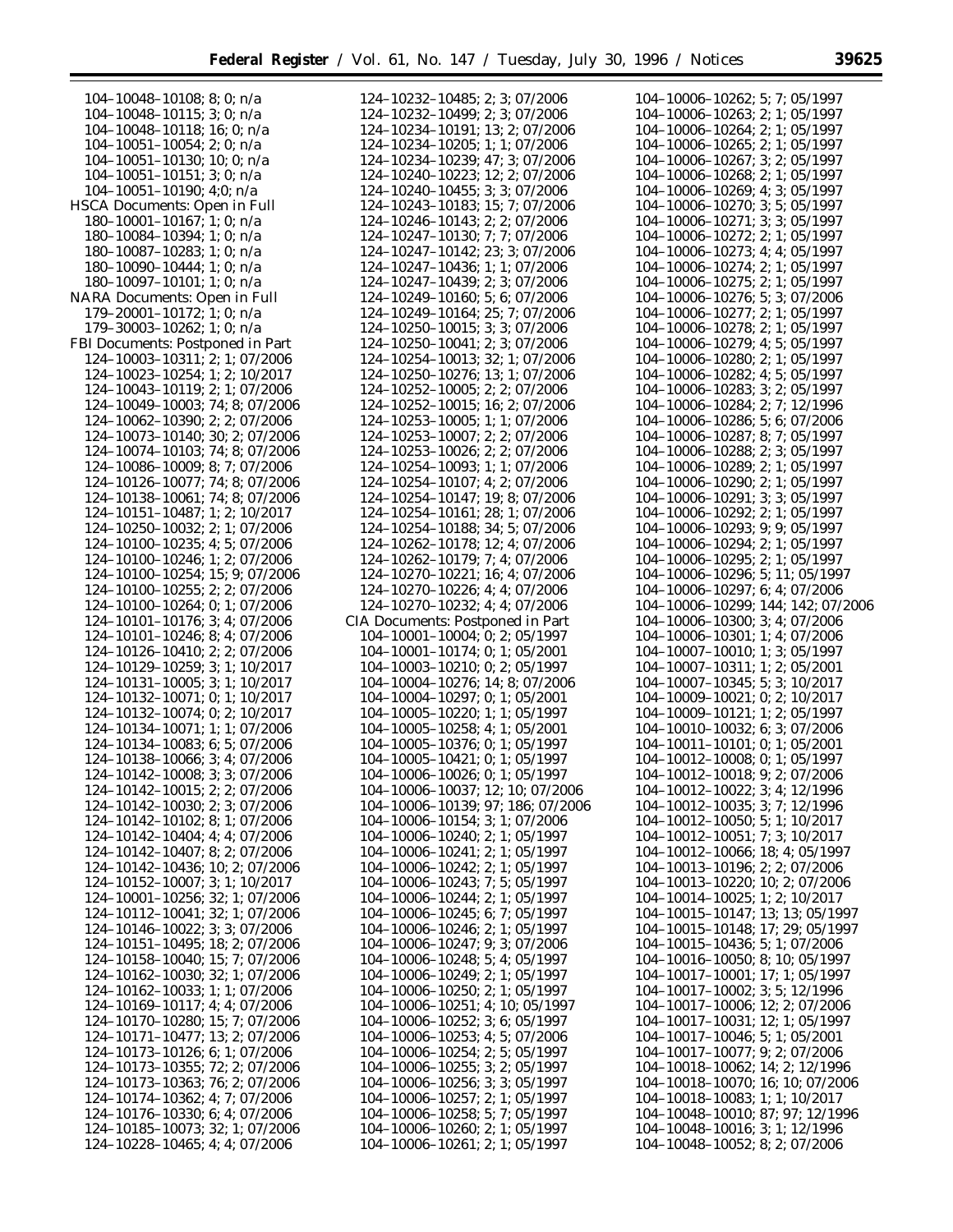104–10048–10108; 8; 0; n/a
104–10048–10115; 3; 0; n/a
104–10048–10118; 16; 0; n/a
104–10051–10054; 2; 0; n/a
104–10051–10130; 10; 0; n/a
104–10051–10151; 3; 0; n/a
104–10051–10190; 4;0; n/a

HSCA Documents: Open in Full

180–10001–10167; 1; 0; n/a
180–10084–10394; 1; 0; n/a
180–10087–10283; 1; 0; n/a
180–10090–10444; 1; 0; n/a
180–10097–10101; 1; 0; n/a

NARA Documents: Open in Full

179–20001–10172; 1; 0; n/a
179–30003–10262; 1; 0; n/a

FBI Documents: Postponed in Part

124–10003–10311; 2; 1; 07/2006
124–10023–10254; 1; 2; 10/2017
124–10043–10119; 2; 1; 07/2006
124–10049–10003; 74; 8; 07/2006
124–10062–10390; 2; 2; 07/2006
124–10073–10140; 30; 2; 07/2006
124–10074–10103; 74; 8; 07/2006
124–10086–10009; 8; 7; 07/2006
124–10126–10077; 74; 8; 07/2006
124–10138–10061; 74; 8; 07/2006
124–10151–10487; 1; 2; 10/2017
124–10250–10032; 2; 1; 07/2006
124–10100–10235; 4; 5; 07/2006
124–10100–10246; 1; 2; 07/2006
124–10100–10254; 15; 9; 07/2006
124–10100–10255; 2; 2; 07/2006
124–10100–10264; 0; 1; 07/2006
124–10101–10176; 3; 4; 07/2006
124–10101–10246; 8; 4; 07/2006
124–10126–10410; 2; 2; 07/2006
124–10129–10259; 3; 1; 10/2017
124–10131–10005; 3; 1; 10/2017
124–10132–10071; 0; 1; 10/2017
124–10132–10074; 0; 2; 10/2017
124–10134–10071; 1; 1; 07/2006
124–10134–10083; 6; 5; 07/2006
124–10138–10066; 3; 4; 07/2006
124–10142–10008; 3; 3; 07/2006
124–10142–10015; 2; 2; 07/2006
124–10142–10030; 2; 3; 07/2006
124–10142–10102; 8; 1; 07/2006
124–10142–10404; 4; 4; 07/2006
124–10142–10407; 8; 2; 07/2006
124–10142–10436; 10; 2; 07/2006
124–10152–10007; 3; 1; 10/2017
124–10001–10256; 32; 1; 07/2006
124–10112–10041; 32; 1; 07/2006
124–10146–10022; 3; 3; 07/2006
124–10151–10495; 18; 2; 07/2006
124–10158–10040; 15; 7; 07/2006
124–10162–10030; 32; 1; 07/2006
124–10162–10033; 1; 1; 07/2006
124–10169–10117; 4; 4; 07/2006
124–10170–10280; 15; 7; 07/2006
124–10171–10477; 13; 2; 07/2006
124–10173–10126; 6; 1; 07/2006
124–10173–10355; 72; 2; 07/2006
124–10173–10363; 76; 2; 07/2006
124–10174–10362; 4; 7; 07/2006
124–10176–10330; 6; 4; 07/2006
124–10185–10073; 32; 1; 07/2006
124–10228–10465; 4; 4; 07/2006
124–10232–10485; 2; 3; 07/2006
124–10232–10499; 2; 3; 07/2006
124–10234–10191; 13; 2; 07/2006
124–10234–10205; 1; 1; 07/2006
124–10234–10239; 47; 3; 07/2006
124–10240–10223; 12; 2; 07/2006
124–10240–10455; 3; 3; 07/2006
124–10243–10183; 15; 7; 07/2006
124–10246–10143; 2; 2; 07/2006
124–10247–10130; 7; 7; 07/2006
124–10247–10142; 23; 3; 07/2006
124–10247–10436; 1; 1; 07/2006
124–10247–10439; 2; 3; 07/2006
124–10249–10160; 5; 6; 07/2006
124–10249–10164; 25; 7; 07/2006
124–10250–10015; 3; 3; 07/2006
124–10250–10041; 2; 3; 07/2006
124–10254–10013; 32; 1; 07/2006
124–10250–10276; 13; 1; 07/2006
124–10252–10005; 2; 2; 07/2006
124–10252–10015; 16; 2; 07/2006
124–10253–10005; 1; 1; 07/2006
124–10253–10007; 2; 2; 07/2006
124–10253–10026; 2; 2; 07/2006
124–10254–10093; 1; 1; 07/2006
124–10254–10107; 4; 2; 07/2006
124–10254–10147; 19; 8; 07/2006
124–10254–10161; 28; 1; 07/2006
124–10254–10188; 34; 5; 07/2006
124–10262–10178; 12; 4; 07/2006
124–10262–10179; 7; 4; 07/2006
124–10270–10221; 16; 4; 07/2006
124–10270–10226; 4; 4; 07/2006
124–10270–10232; 4; 4; 07/2006

CIA Documents: Postponed in Part

104–10001–10004; 0; 2; 05/1997
104–10001–10174; 0; 1; 05/2001
104–10003–10210; 0; 2; 05/1997
104–10004–10276; 14; 8; 07/2006
104–10004–10297; 0; 1; 05/2001
104–10005–10220; 1; 1; 05/1997
104–10005–10258; 4; 1; 05/2001
104–10005–10376; 0; 1; 05/1997
104–10005–10421; 0; 1; 05/1997
104–10006–10026; 0; 1; 05/1997
104–10006–10037; 12; 10; 07/2006
104–10006–10139; 97; 186; 07/2006
104–10006–10154; 3; 1; 07/2006
104–10006–10240; 2; 1; 05/1997
104–10006–10241; 2; 1; 05/1997
104–10006–10242; 2; 1; 05/1997
104–10006–10243; 7; 5; 05/1997
104–10006–10244; 2; 1; 05/1997
104–10006–10245; 6; 7; 05/1997
104–10006–10246; 2; 1; 05/1997
104–10006–10247; 9; 3; 07/2006
104–10006–10248; 5; 4; 05/1997
104–10006–10249; 2; 1; 05/1997
104–10006–10250; 2; 1; 05/1997
104–10006–10251; 4; 10; 05/1997
104–10006–10252; 3; 6; 05/1997
104–10006–10253; 4; 5; 07/2006
104–10006–10254; 2; 5; 05/1997
104–10006–10255; 3; 2; 05/1997
104–10006–10256; 3; 3; 05/1997
104–10006–10257; 2; 1; 05/1997
104–10006–10258; 5; 7; 05/1997
104–10006–10260; 2; 1; 05/1997
104–10006–10261; 2; 1; 05/1997
104–10006–10262; 5; 7; 05/1997
104–10006–10263; 2; 1; 05/1997
104–10006–10264; 2; 1; 05/1997
104–10006–10265; 2; 1; 05/1997
104–10006–10267; 3; 2; 05/1997
104–10006–10268; 2; 1; 05/1997
104–10006–10269; 4; 3; 05/1997
104–10006–10270; 3; 5; 05/1997
104–10006–10271; 3; 3; 05/1997
104–10006–10272; 2; 1; 05/1997
104–10006–10273; 4; 4; 05/1997
104–10006–10274; 2; 1; 05/1997
104–10006–10275; 2; 1; 05/1997
104–10006–10276; 5; 3; 07/2006
104–10006–10277; 2; 1; 05/1997
104–10006–10278; 2; 1; 05/1997
104–10006–10279; 4; 5; 05/1997
104–10006–10280; 2; 1; 05/1997
104–10006–10282; 4; 5; 05/1997
104–10006–10283; 3; 2; 05/1997
104–10006–10284; 2; 7; 12/1996
104–10006–10286; 5; 6; 07/2006
104–10006–10287; 8; 7; 05/1997
104–10006–10288; 2; 3; 05/1997
104–10006–10289; 2; 1; 05/1997
104–10006–10290; 2; 1; 05/1997
104–10006–10291; 3; 3; 05/1997
104–10006–10292; 2; 1; 05/1997
104–10006–10293; 9; 9; 05/1997
104–10006–10294; 2; 1; 05/1997
104–10006–10295; 2; 1; 05/1997
104–10006–10296; 5; 11; 05/1997
104–10006–10297; 6; 4; 07/2006
104–10006–10299; 144; 142; 07/2006
104–10006–10300; 3; 4; 07/2006
104–10006–10301; 1; 4; 07/2006
104–10007–10010; 1; 3; 05/1997
104–10007–10311; 1; 2; 05/2001
104–10007–10345; 5; 3; 10/2017
104–10009–10021; 0; 2; 10/2017
104–10009–10121; 1; 2; 05/1997
104–10010–10032; 6; 3; 07/2006
104–10011–10101; 0; 1; 05/2001
104–10012–10008; 0; 1; 05/1997
104–10012–10018; 9; 2; 07/2006
104–10012–10022; 3; 4; 12/1996
104–10012–10035; 3; 7; 12/1996
104–10012–10050; 5; 1; 10/2017
104–10012–10051; 7; 3; 10/2017
104–10012–10066; 18; 4; 05/1997
104–10013–10196; 2; 2; 07/2006
104–10013–10220; 10; 2; 07/2006
104–10014–10025; 1; 2; 10/2017
104–10015–10147; 13; 13; 05/1997
104–10015–10148; 17; 29; 05/1997
104–10015–10436; 5; 1; 07/2006
104–10016–10050; 8; 10; 05/1997
104–10017–10001; 17; 1; 05/1997
104–10017–10002; 3; 5; 12/1996
104–10017–10006; 12; 2; 07/2006
104–10017–10031; 12; 1; 05/1997
104–10017–10046; 5; 1; 05/2001
104–10017–10077; 9; 2; 07/2006
104–10018–10062; 14; 2; 12/1996
104–10018–10070; 16; 10; 07/2006
104–10018–10083; 1; 1; 10/2017
104–10048–10010; 87; 97; 12/1996
104–10048–10016; 3; 1; 12/1996
104–10048–10052; 8; 2; 07/2006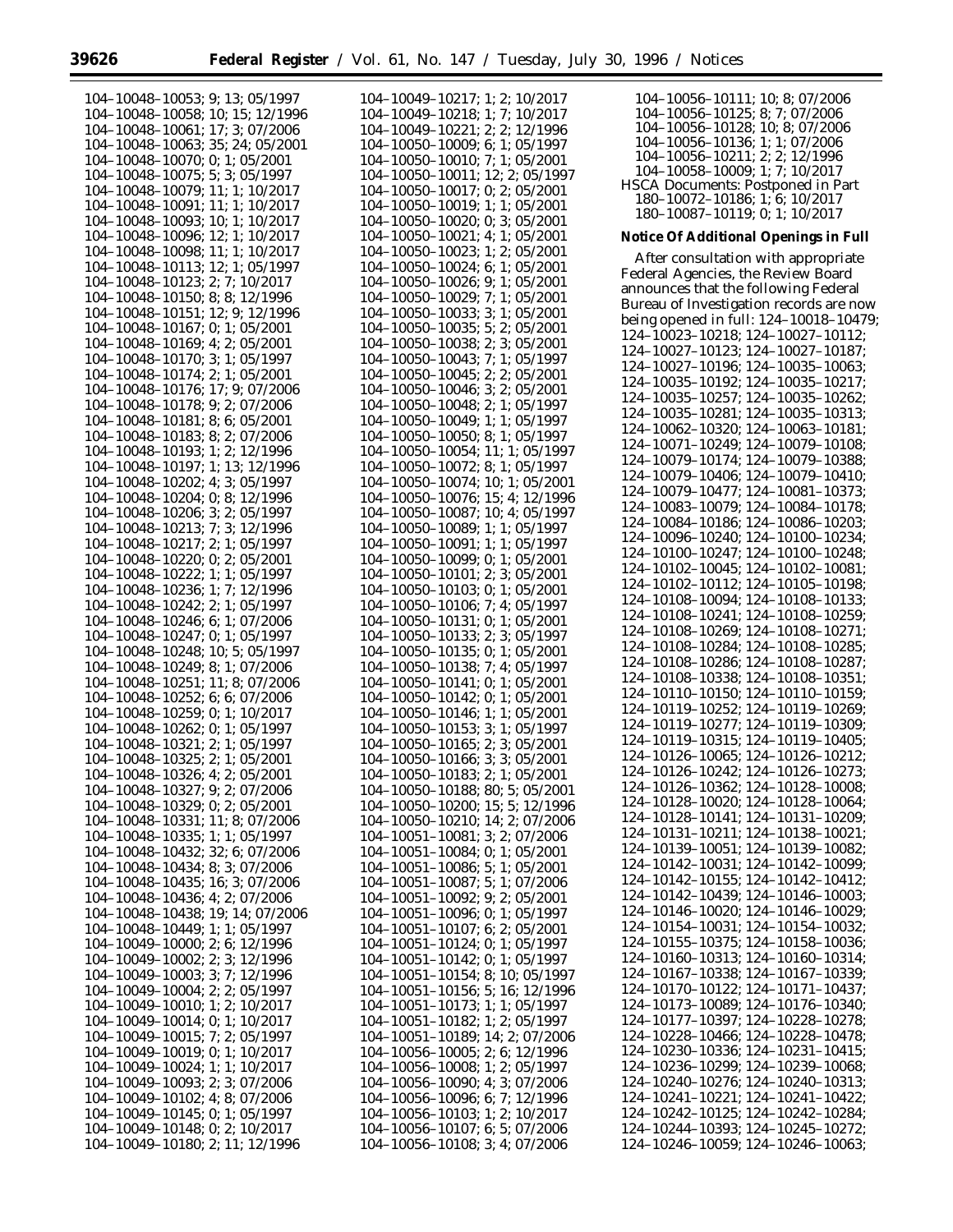104–10048–10053; 9; 13; 05/1997
104–10048–10058; 10; 15; 12/1996
104–10048–10061; 17; 3; 07/2006
104–10048–10063; 35; 24; 05/2001
104–10048–10070; 0; 1; 05/2001
104–10048–10075; 5; 3; 05/1997
104–10048–10079; 11; 1; 10/2017
104–10048–10091; 11; 1; 10/2017
104–10048–10093; 10; 1; 10/2017
104–10048–10096; 12; 1; 10/2017
104–10048–10098; 11; 1; 10/2017
104–10048–10113; 12; 1; 05/1997
104–10048–10123; 2; 7; 10/2017
104–10048–10150; 8; 8; 12/1996
104–10048–10151; 12; 9; 12/1996
104–10048–10167; 0; 1; 05/2001
104–10048–10169; 4; 2; 05/2001
104–10048–10170; 3; 1; 05/1997
104–10048–10174; 2; 1; 05/2001
104–10048–10176; 17; 9; 07/2006
104–10048–10178; 9; 2; 07/2006
104–10048–10181; 8; 6; 05/2001
104–10048–10183; 8; 2; 07/2006
104–10048–10193; 1; 2; 12/1996
104–10048–10197; 1; 13; 12/1996
104–10048–10202; 4; 3; 05/1997
104–10048–10204; 0; 8; 12/1996
104–10048–10206; 3; 2; 05/1997
104–10048–10213; 7; 3; 12/1996
104–10048–10217; 2; 1; 05/1997
104–10048–10220; 0; 2; 05/2001
104–10048–10222; 1; 1; 05/1997
104–10048–10236; 1; 7; 12/1996
104–10048–10242; 2; 1; 05/1997
104–10048–10246; 6; 1; 07/2006
104–10048–10247; 0; 1; 05/1997
104–10048–10248; 10; 5; 05/1997
104–10048–10249; 8; 1; 07/2006
104–10048–10251; 11; 8; 07/2006
104–10048–10252; 6; 6; 07/2006
104–10048–10259; 0; 1; 10/2017
104–10048–10262; 0; 1; 05/1997
104–10048–10321; 2; 1; 05/1997
104–10048–10325; 2; 1; 05/2001
104–10048–10326; 4; 2; 05/2001
104–10048–10327; 9; 2; 07/2006
104–10048–10329; 0; 2; 05/2001
104–10048–10331; 11; 8; 07/2006
104–10048–10335; 1; 1; 05/1997
104–10048–10432; 32; 6; 07/2006
104–10048–10434; 8; 3; 07/2006
104–10048–10435; 16; 3; 07/2006
104–10048–10436; 4; 2; 07/2006
104–10048–10438; 19; 14; 07/2006
104–10048–10449; 1; 1; 05/1997
104–10049–10000; 2; 6; 12/1996
104–10049–10002; 2; 3; 12/1996
104–10049–10003; 3; 7; 12/1996
104–10049–10004; 2; 2; 05/1997
104–10049–10010; 1; 2; 10/2017
104–10049–10014; 0; 1; 10/2017
104–10049–10015; 7; 2; 05/1997
104–10049–10019; 0; 1; 10/2017
104–10049–10024; 1; 1; 10/2017
104–10049–10093; 2; 3; 07/2006
104–10049–10102; 4; 8; 07/2006
104–10049–10145; 0; 1; 05/1997
104–10049–10148; 0; 2; 10/2017
104–10049–10180; 2; 11; 12/1996
104–10049–10217; 1; 2; 10/2017
104–10049–10218; 1; 7; 10/2017
104–10049–10221; 2; 2; 12/1996
104–10050–10009; 6; 1; 05/1997
104–10050–10010; 7; 1; 05/2001
104–10050–10011; 12; 2; 05/1997
104–10050–10017; 0; 2; 05/2001
104–10050–10019; 1; 1; 05/2001
104–10050–10020; 0; 3; 05/2001
104–10050–10021; 4; 1; 05/2001
104–10050–10023; 1; 2; 05/2001
104–10050–10024; 6; 1; 05/2001
104–10050–10026; 9; 1; 05/2001
104–10050–10029; 7; 1; 05/2001
104–10050–10033; 3; 1; 05/2001
104–10050–10035; 5; 2; 05/2001
104–10050–10038; 2; 3; 05/2001
104–10050–10043; 7; 1; 05/1997
104–10050–10045; 2; 2; 05/2001
104–10050–10046; 3; 2; 05/2001
104–10050–10048; 2; 1; 05/1997
104–10050–10049; 1; 1; 05/1997
104–10050–10050; 8; 1; 05/1997
104–10050–10054; 11; 1; 05/1997
104–10050–10072; 8; 1; 05/1997
104–10050–10074; 10; 1; 05/2001
104–10050–10076; 15; 4; 12/1996
104–10050–10087; 10; 4; 05/1997
104–10050–10089; 1; 1; 05/1997
104–10050–10091; 1; 1; 05/1997
104–10050–10099; 0; 1; 05/2001
104–10050–10101; 2; 3; 05/2001
104–10050–10103; 0; 1; 05/2001
104–10050–10106; 7; 4; 05/1997
104–10050–10131; 0; 1; 05/2001
104–10050–10133; 2; 3; 05/1997
104–10050–10135; 0; 1; 05/2001
104–10050–10138; 7; 4; 05/1997
104–10050–10141; 0; 1; 05/2001
104–10050–10142; 0; 1; 05/2001
104–10050–10146; 1; 1; 05/2001
104–10050–10153; 3; 1; 05/1997
104–10050–10165; 2; 3; 05/2001
104–10050–10166; 3; 3; 05/2001
104–10050–10183; 2; 1; 05/2001
104–10050–10188; 80; 5; 05/2001
104–10050–10200; 15; 5; 12/1996
104–10050–10210; 14; 2; 07/2006
104–10051–10081; 3; 2; 07/2006
104–10051–10084; 0; 1; 05/2001
104–10051–10086; 5; 1; 05/2001
104–10051–10087; 5; 1; 07/2006
104–10051–10092; 9; 2; 05/2001
104–10051–10096; 0; 1; 05/1997
104–10051–10107; 6; 2; 05/2001
104–10051–10124; 0; 1; 05/1997
104–10051–10142; 0; 1; 05/1997
104–10051–10154; 8; 10; 05/1997
104–10051–10156; 5; 16; 12/1996
104–10051–10173; 1; 1; 05/1997
104–10051–10182; 1; 2; 05/1997
104–10051–10189; 14; 2; 07/2006
104–10056–10005; 2; 6; 12/1996
104–10056–10008; 1; 2; 05/1997
104–10056–10090; 4; 3; 07/2006
104–10056–10096; 6; 7; 12/1996
104–10056–10103; 1; 2; 10/2017
104–10056–10107; 6; 5; 07/2006
104–10056–10108; 3; 4; 07/2006
104–10056–10111; 10; 8; 07/2006
104–10056–10125; 8; 7; 07/2006
104–10056–10128; 10; 8; 07/2006
104–10056–10136; 1; 1; 07/2006
104–10056–10211; 2; 2; 12/1996
104–10058–10009; 1; 7; 10/2017

HSCA Documents: Postponed in Part

180–10072–10186; 1; 6; 10/2017
180–10087–10119; 0; 1; 10/2017

**Notice Of Additional Openings in Full**

After consultation with appropriate Federal Agencies, the Review Board announces that the following Federal Bureau of Investigation records are now being opened in full: 124–10018–10479; 124–10023–10218; 124–10027–10112; 124–10027–10123; 124–10027–10187; 124–10027–10196; 124–10035–10063; 124–10035–10192; 124–10035–10217; 124–10035–10257; 124–10035–10262; 124–10035–10281; 124–10035–10313; 124–10062–10320; 124–10063–10181; 124–10071–10249; 124–10079–10108; 124–10079–10174; 124–10079–10388; 124–10079–10406; 124–10079–10410; 124–10079–10477; 124–10081–10373; 124–10083–10079; 124–10084–10178; 124–10084–10186; 124–10086–10203; 124–10096–10240; 124–10100–10234; 124–10100–10247; 124–10100–10248; 124–10102–10045; 124–10102–10081; 124–10102–10112; 124–10105–10198; 124–10108–10094; 124–10108–10133; 124–10108–10241; 124–10108–10259; 124–10108–10269; 124–10108–10271; 124–10108–10284; 124–10108–10285; 124–10108–10286; 124–10108–10287; 124–10108–10338; 124–10108–10351; 124–10110–10150; 124–10110–10159; 124–10119–10252; 124–10119–10269; 124–10119–10277; 124–10119–10309; 124–10119–10315; 124–10119–10405; 124–10126–10065; 124–10126–10212; 124–10126–10242; 124–10126–10273; 124–10126–10362; 124–10128–10008; 124–10128–10020; 124–10128–10064; 124–10128–10141; 124–10131–10209; 124–10131–10211; 124–10138–10021; 124–10139–10051; 124–10139–10082; 124–10142–10031; 124–10142–10099; 124–10142–10155; 124–10142–10412; 124–10142–10439; 124–10146–10003; 124–10146–10020; 124–10146–10029; 124–10154–10031; 124–10154–10032; 124–10155–10375; 124–10158–10036; 124–10160–10313; 124–10160–10314; 124–10167–10338; 124–10167–10339; 124–10170–10122; 124–10171–10437; 124–10173–10089; 124–10176–10340; 124–10177–10397; 124–10228–10278; 124–10228–10466; 124–10228–10478; 124–10230–10336; 124–10231–10415; 124–10236–10299; 124–10239–10068; 124–10240–10276; 124–10240–10313; 124–10241–10221; 124–10241–10422; 124–10242–10125; 124–10242–10284; 124–10244–10393; 124–10245–10272; 124–10246–10059; 124–10246–10063;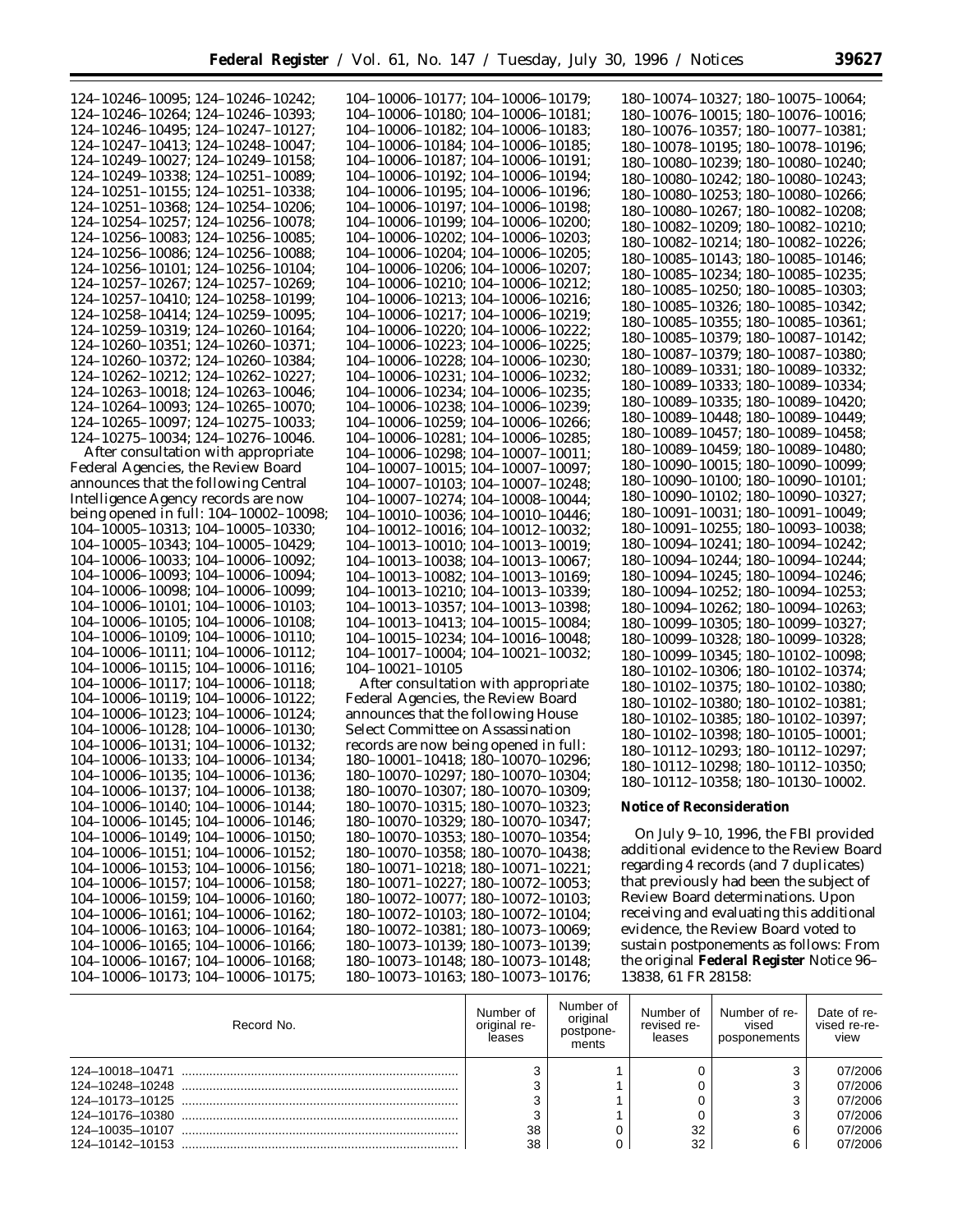124–10246–10095; 124–10246–10242; 124–10246–10264; 124–10246–10393; 124–10246–10495; 124–10247–10127; 124–10247–10413; 124–10248–10047; 124–10249–10027; 124–10249–10158; 124–10249–10338; 124–10251–10089; 124–10251–10155; 124–10251–10338; 124–10251–10368; 124–10254–10206; 124–10254–10257; 124–10256–10078; 124–10256–10083; 124–10256–10085; 124–10256–10086; 124–10256–10088; 124–10256–10101; 124–10256–10104; 124–10257–10267; 124–10257–10269; 124–10257–10410; 124–10258–10199; 124–10258–10414; 124–10259–10095; 124–10259–10319; 124–10260–10164; 124–10260–10351; 124–10260–10371; 124–10260–10372; 124–10260–10384; 124–10262–10212; 124–10262–10227; 124–10263–10018; 124–10263–10046; 124–10264–10093; 124–10265–10070; 124–10265–10097; 124–10275–10033; 124–10275–10034; 124–10276–10046.

After consultation with appropriate Federal Agencies, the Review Board announces that the following Central Intelligence Agency records are now being opened in full: 104–10002–10098; 104–10005–10313; 104–10005–10330; 104–10005–10343; 104–10005–10429; 104–10006–10033; 104–10006–10092; 104–10006–10093; 104–10006–10094; 104–10006–10098; 104–10006–10099; 104–10006–10101; 104–10006–10103; 104–10006–10105; 104–10006–10108; 104–10006–10109; 104–10006–10110; 104–10006–10111; 104–10006–10112; 104–10006–10115; 104–10006–10116; 104–10006–10117; 104–10006–10118; 104–10006–10119; 104–10006–10122; 104–10006–10123; 104–10006–10124; 104–10006–10128; 104–10006–10130; 104–10006–10131; 104–10006–10132; 104–10006–10133; 104–10006–10134; 104–10006–10135; 104–10006–10136; 104–10006–10137; 104–10006–10138; 104–10006–10140; 104–10006–10144; 104–10006–10145; 104–10006–10146; 104–10006–10149; 104–10006–10150; 104–10006–10151; 104–10006–10152; 104–10006–10153; 104–10006–10156; 104–10006–10157; 104–10006–10158; 104–10006–10159; 104–10006–10160; 104–10006–10161; 104–10006–10162; 104–10006–10163; 104–10006–10164; 104–10006–10165; 104–10006–10166; 104–10006–10167; 104–10006–10168; 104–10006–10173; 104–10006–10175; 104–10006–10177; 104–10006–10179; 104–10006–10180; 104–10006–10181; 104–10006–10182; 104–10006–10183; 104–10006–10184; 104–10006–10185; 104–10006–10187; 104–10006–10191; 104–10006–10192; 104–10006–10194; 104–10006–10195; 104–10006–10196; 104–10006–10197; 104–10006–10198; 104–10006–10199; 104–10006–10200; 104–10006–10202; 104–10006–10203; 104–10006–10204; 104–10006–10205; 104–10006–10206; 104–10006–10207; 104–10006–10210; 104–10006–10212; 104–10006–10213; 104–10006–10216; 104–10006–10217; 104–10006–10219; 104–10006–10220; 104–10006–10222; 104–10006–10223; 104–10006–10225; 104–10006–10228; 104–10006–10230; 104–10006–10231; 104–10006–10232; 104–10006–10234; 104–10006–10235; 104–10006–10238; 104–10006–10239; 104–10006–10259; 104–10006–10266; 104–10006–10281; 104–10006–10285; 104–10006–10298; 104–10007–10011; 104–10007–10015; 104–10007–10097; 104–10007–10103; 104–10007–10248; 104–10007–10274; 104–10008–10044; 104–10010–10036; 104–10010–10446; 104–10012–10016; 104–10012–10032; 104–10013–10010; 104–10013–10019; 104–10013–10038; 104–10013–10067; 104–10013–10082; 104–10013–10169; 104–10013–10210; 104–10013–10339; 104–10013–10357; 104–10013–10398; 104–10013–10413; 104–10015–10084; 104–10015–10234; 104–10016–10048; 104–10017–10004; 104–10021–10032; 104–10021–10105

After consultation with appropriate Federal Agencies, the Review Board announces that the following House Select Committee on Assassination records are now being opened in full: 180–10001–10418; 180–10070–10296; 180–10070–10297; 180–10070–10304; 180–10070–10307; 180–10070–10309; 180–10070–10315; 180–10070–10323; 180–10070–10329; 180–10070–10347; 180–10070–10353; 180–10070–10354; 180–10070–10358; 180–10070–10438; 180–10071–10218; 180–10071–10221; 180–10071–10227; 180–10072–10053; 180–10072–10077; 180–10072–10103; 180–10072–10103; 180–10072–10104; 180–10072–10381; 180–10073–10069; 180–10073–10139; 180–10073–10139; 180–10073–10148; 180–10073–10148; 180–10073–10163; 180–10073–10176; 180–10074–10327; 180–10075–10064; 180–10076–10015; 180–10076–10016; 180–10076–10357; 180–10077–10381; 180–10078–10195; 180–10078–10196; 180–10080–10239; 180–10080–10240; 180–10080–10242; 180–10080–10243; 180–10080–10253; 180–10080–10266; 180–10080–10267; 180–10082–10208; 180–10082–10209; 180–10082–10210; 180–10082–10214; 180–10082–10226; 180–10085–10143; 180–10085–10146; 180–10085–10234; 180–10085–10235; 180–10085–10250; 180–10085–10303; 180–10085–10326; 180–10085–10342; 180–10085–10355; 180–10085–10361; 180–10085–10379; 180–10087–10142; 180–10087–10379; 180–10087–10380; 180–10089–10331; 180–10089–10332; 180–10089–10333; 180–10089–10334; 180–10089–10335; 180–10089–10420; 180–10089–10448; 180–10089–10449; 180–10089–10457; 180–10089–10458; 180–10089–10459; 180–10089–10480; 180–10090–10015; 180–10090–10099; 180–10090–10100; 180–10090–10101; 180–10090–10102; 180–10090–10327; 180–10091–10031; 180–10091–10049; 180–10091–10255; 180–10093–10038; 180–10094–10241; 180–10094–10242; 180–10094–10244; 180–10094–10244; 180–10094–10245; 180–10094–10246; 180–10094–10252; 180–10094–10253; 180–10094–10262; 180–10094–10263; 180–10099–10305; 180–10099–10327; 180–10099–10328; 180–10099–10328; 180–10099–10345; 180–10102–10098; 180–10102–10306; 180–10102–10374; 180–10102–10375; 180–10102–10380; 180–10102–10380; 180–10102–10381; 180–10102–10385; 180–10102–10397; 180–10102–10398; 180–10105–10001; 180–10112–10293; 180–10112–10297; 180–10112–10298; 180–10112–10350; 180–10112–10358; 180–10130–10002.

**Notice of Reconsideration**

On July 9–10, 1996, the FBI provided additional evidence to the Review Board regarding 4 records (and 7 duplicates) that previously had been the subject of Review Board determinations. Upon receiving and evaluating this additional evidence, the Review Board voted to sustain postponements as follows: From the original **Federal Register** Notice 96–13838, 61 FR 28158:

| Record No. | Number of original releases | Number of original postponements | Number of revised releases | Number of revised posponements | Date of revised re-review |
|---|---|---|---|---|---|
| 124–10018–10471 | 3 | 1 | 0 | 3 | 07/2006 |
| 124–10248–10248 | 3 | 1 | 0 | 3 | 07/2006 |
| 124–10173–10125 | 3 | 1 | 0 | 3 | 07/2006 |
| 124–10176–10380 | 3 | 1 | 0 | 3 | 07/2006 |
| 124–10035–10107 | 38 | 0 | 32 | 6 | 07/2006 |
| 124–10142–10153 | 38 | 0 | 32 | 6 | 07/2006 |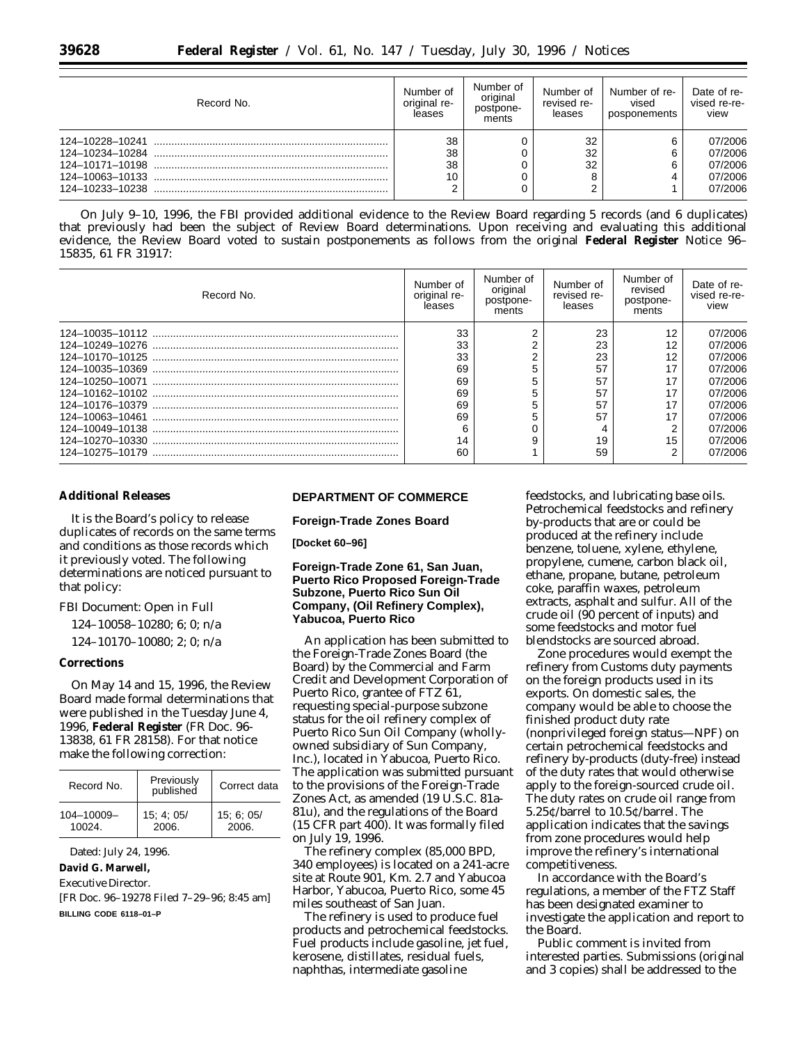| Record No. | Number of original releases | Number of original postponements | Number of revised releases | Number of revised posponements | Date of revised re-review |
|---|---|---|---|---|---|
| 124–10228–10241 | 38 | 0 | 32 | 6 | 07/2006 |
| 124–10234–10284 | 38 | 0 | 32 | 6 | 07/2006 |
| 124–10171–10198 | 38 | 0 | 32 | 6 | 07/2006 |
| 124–10063–10133 | 10 | 0 | 8 | 4 | 07/2006 |
| 124–10233–10238 | 2 | 0 | 2 | 1 | 07/2006 |

On July 9–10, 1996, the FBI provided additional evidence to the Review Board regarding 5 records (and 6 duplicates) that previously had been the subject of Review Board determinations. Upon receiving and evaluating this additional evidence, the Review Board voted to sustain postponements as follows from the original **Federal Register** Notice 96–15835, 61 FR 31917:

| Record No. | Number of original releases | Number of original postponements | Number of revised releases | Number of revised postponements | Date of revised re-review |
|---|---|---|---|---|---|
| 124–10035–10112 | 33 | 2 | 23 | 12 | 07/2006 |
| 124–10249–10276 | 33 | 2 | 23 | 12 | 07/2006 |
| 124–10170–10125 | 33 | 2 | 23 | 12 | 07/2006 |
| 124–10035–10369 | 69 | 5 | 57 | 17 | 07/2006 |
| 124–10250–10071 | 69 | 5 | 57 | 17 | 07/2006 |
| 124–10162–10102 | 69 | 5 | 57 | 17 | 07/2006 |
| 124–10176–10379 | 69 | 5 | 57 | 17 | 07/2006 |
| 124–10063–10461 | 69 | 5 | 57 | 17 | 07/2006 |
| 124–10049–10138 | 6 | 0 | 4 | 2 | 07/2006 |
| 124–10270–10330 | 14 | 9 | 19 | 15 | 07/2006 |
| 124–10275–10179 | 60 | 1 | 59 | 2 | 07/2006 |

**Additional Releases**

It is the Board's policy to release duplicates of records on the same terms and conditions as those records which it previously voted. The following determinations are noticed pursuant to that policy:

FBI Document: Open in Full

124–10058–10280; 6; 0; n/a

124–10170–10080; 2; 0; n/a

**Corrections**

On May 14 and 15, 1996, the Review Board made formal determinations that were published in the Tuesday June 4, 1996, **Federal Register** (FR Doc. 96-13838, 61 FR 28158). For that notice make the following correction:

| Record No. | Previously published | Correct data |
|---|---|---|
| 104–10009–10024. | 15; 4; 05/2006. | 15; 6; 05/2006. |

Dated: July 24, 1996.

**David G. Marwell,**

*Executive Director.*

[FR Doc. 96–19278 Filed 7–29–96; 8:45 am]

**BILLING CODE 6118–01–P**

## DEPARTMENT OF COMMERCE

### Foreign-Trade Zones Board

**[Docket 60–96]**

### Foreign-Trade Zone 61, San Juan, Puerto Rico Proposed Foreign-Trade Subzone, Puerto Rico Sun Oil Company, (Oil Refinery Complex), Yabucoa, Puerto Rico

An application has been submitted to the Foreign-Trade Zones Board (the Board) by the Commercial and Farm Credit and Development Corporation of Puerto Rico, grantee of FTZ 61, requesting special-purpose subzone status for the oil refinery complex of Puerto Rico Sun Oil Company (wholly-owned subsidiary of Sun Company, Inc.), located in Yabucoa, Puerto Rico. The application was submitted pursuant to the provisions of the Foreign-Trade Zones Act, as amended (19 U.S.C. 81a-81u), and the regulations of the Board (15 CFR part 400). It was formally filed on July 19, 1996.

The refinery complex (85,000 BPD, 340 employees) is located on a 241-acre site at Route 901, Km. 2.7 and Yabucoa Harbor, Yabucoa, Puerto Rico, some 45 miles southeast of San Juan.

The refinery is used to produce fuel products and petrochemical feedstocks. Fuel products include gasoline, jet fuel, kerosene, distillates, residual fuels, naphthas, intermediate gasoline feedstocks, and lubricating base oils. Petrochemical feedstocks and refinery by-products that are or could be produced at the refinery include benzene, toluene, xylene, ethylene, propylene, cumene, carbon black oil, ethane, propane, butane, petroleum coke, paraffin waxes, petroleum extracts, asphalt and sulfur. All of the crude oil (90 percent of inputs) and some feedstocks and motor fuel blendstocks are sourced abroad.

Zone procedures would exempt the refinery from Customs duty payments on the foreign products used in its exports. On domestic sales, the company would be able to choose the finished product duty rate (nonprivileged foreign status—NPF) on certain petrochemical feedstocks and refinery by-products (duty-free) instead of the duty rates that would otherwise apply to the foreign-sourced crude oil. The duty rates on crude oil range from 5.25¢/barrel to 10.5¢/barrel. The application indicates that the savings from zone procedures would help improve the refinery's international competitiveness.

In accordance with the Board's regulations, a member of the FTZ Staff has been designated examiner to investigate the application and report to the Board.

Public comment is invited from interested parties. Submissions (original and 3 copies) shall be addressed to the